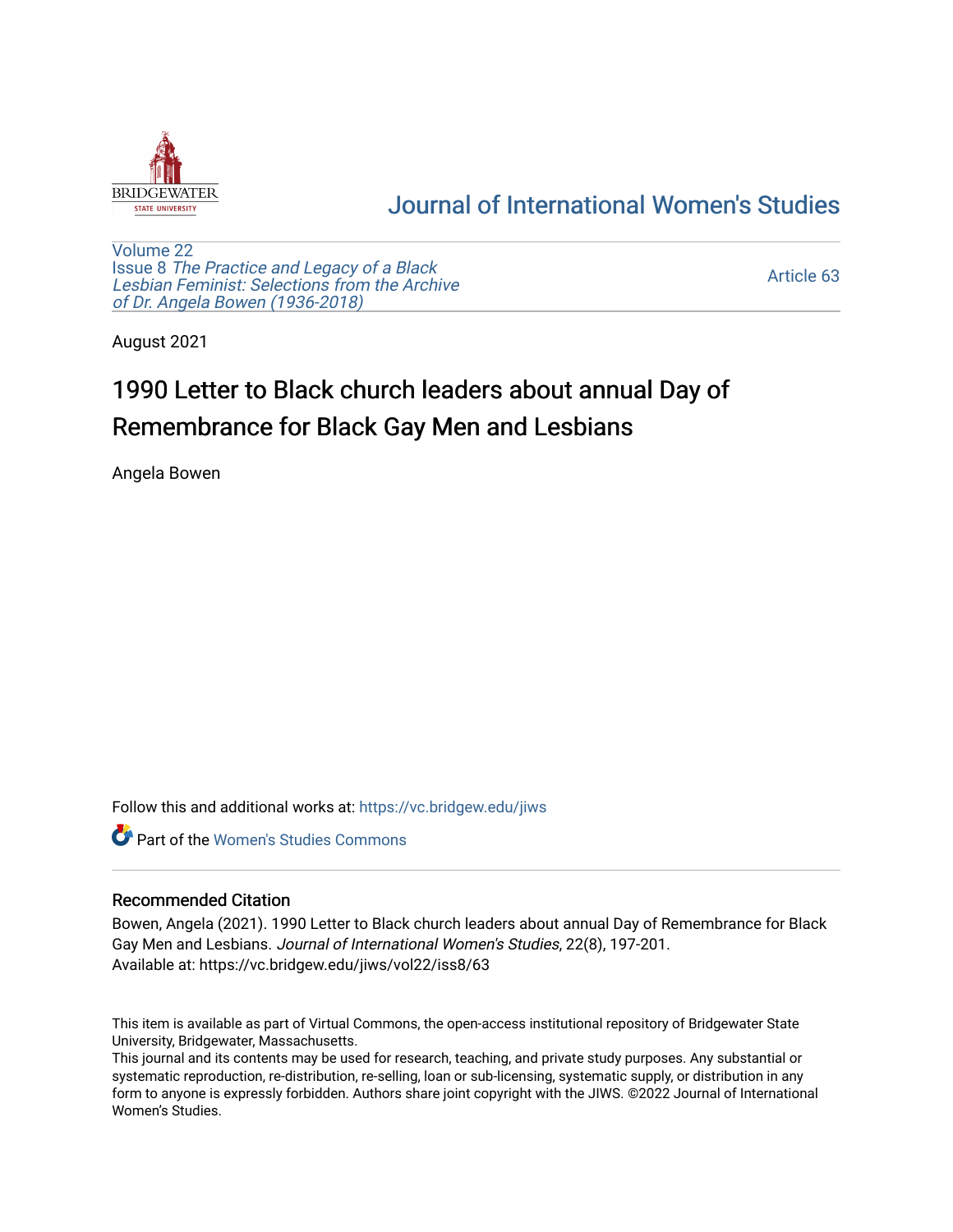Journal of International Women's Studies

Volume 22
Issue 8 *The Practice and Legacy of a Black Lesbian Feminist: Selections from the Archive of Dr. Angela Bowen (1936-2018)*

Article 63

August 2021

# 1990 Letter to Black church leaders about annual Day of Remembrance for Black Gay Men and Lesbians

Angela Bowen

Follow this and additional works at: https://vc.bridgew.edu/jiws

Part of the Women's Studies Commons

## Recommended Citation

Bowen, Angela (2021). 1990 Letter to Black church leaders about annual Day of Remembrance for Black Gay Men and Lesbians. *Journal of International Women's Studies*, 22(8), 197-201.
Available at: https://vc.bridgew.edu/jiws/vol22/iss8/63

This item is available as part of Virtual Commons, the open-access institutional repository of Bridgewater State University, Bridgewater, Massachusetts.
This journal and its contents may be used for research, teaching, and private study purposes. Any substantial or systematic reproduction, re-distribution, re-selling, loan or sub-licensing, systematic supply, or distribution in any form to anyone is expressly forbidden. Authors share joint copyright with the JIWS. ©2022 Journal of International Women's Studies.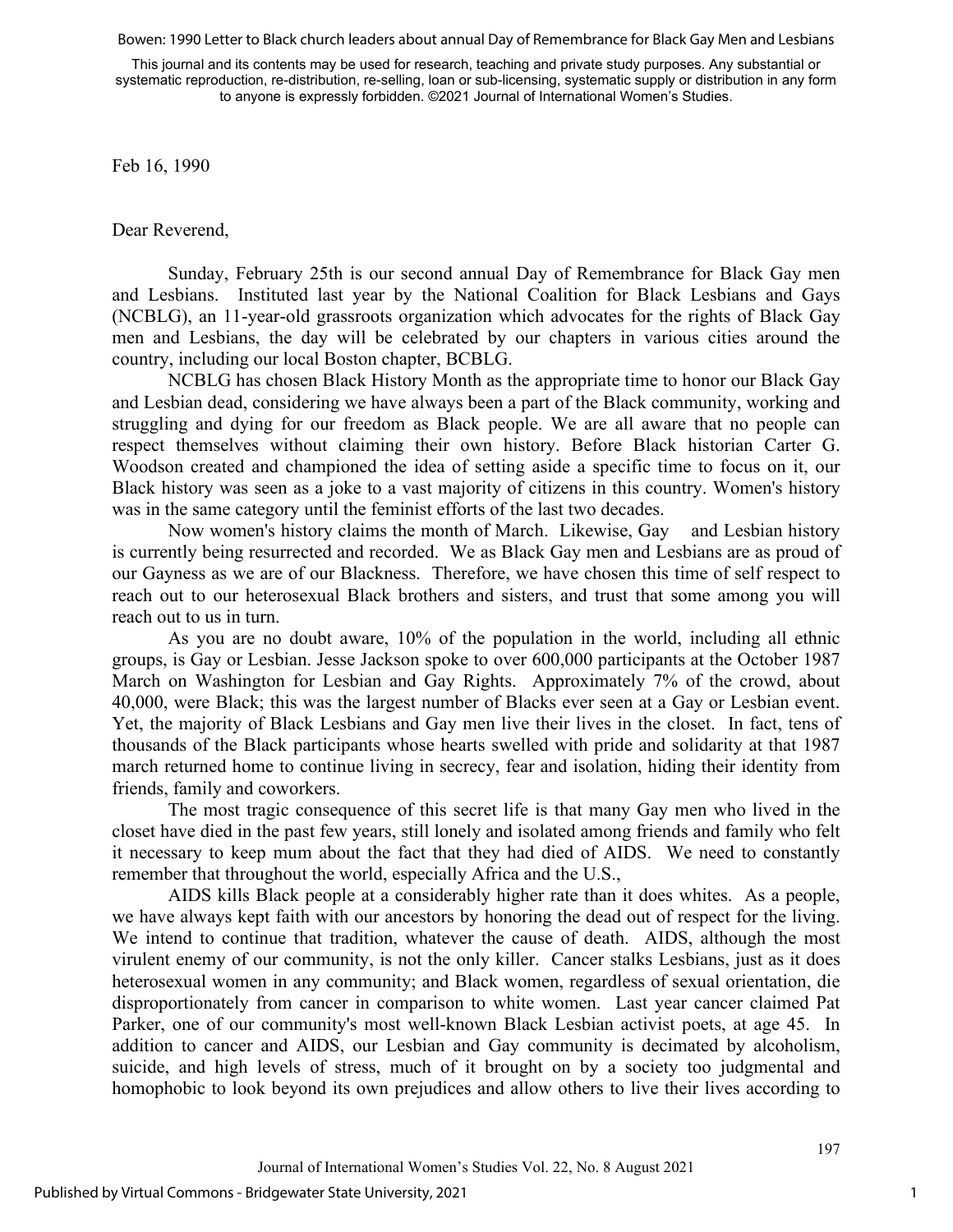Feb 16, 1990

Dear Reverend,

Sunday, February 25th is our second annual Day of Remembrance for Black Gay men and Lesbians. Instituted last year by the National Coalition for Black Lesbians and Gays (NCBLG), an 11-year-old grassroots organization which advocates for the rights of Black Gay men and Lesbians, the day will be celebrated by our chapters in various cities around the country, including our local Boston chapter, BCBLG.

NCBLG has chosen Black History Month as the appropriate time to honor our Black Gay and Lesbian dead, considering we have always been a part of the Black community, working and struggling and dying for our freedom as Black people. We are all aware that no people can respect themselves without claiming their own history. Before Black historian Carter G. Woodson created and championed the idea of setting aside a specific time to focus on it, our Black history was seen as a joke to a vast majority of citizens in this country. Women's history was in the same category until the feminist efforts of the last two decades.

Now women's history claims the month of March. Likewise, Gay and Lesbian history is currently being resurrected and recorded. We as Black Gay men and Lesbians are as proud of our Gayness as we are of our Blackness. Therefore, we have chosen this time of self respect to reach out to our heterosexual Black brothers and sisters, and trust that some among you will reach out to us in turn.

As you are no doubt aware, 10% of the population in the world, including all ethnic groups, is Gay or Lesbian. Jesse Jackson spoke to over 600,000 participants at the October 1987 March on Washington for Lesbian and Gay Rights. Approximately 7% of the crowd, about 40,000, were Black; this was the largest number of Blacks ever seen at a Gay or Lesbian event. Yet, the majority of Black Lesbians and Gay men live their lives in the closet. In fact, tens of thousands of the Black participants whose hearts swelled with pride and solidarity at that 1987 march returned home to continue living in secrecy, fear and isolation, hiding their identity from friends, family and coworkers.

The most tragic consequence of this secret life is that many Gay men who lived in the closet have died in the past few years, still lonely and isolated among friends and family who felt it necessary to keep mum about the fact that they had died of AIDS. We need to constantly remember that throughout the world, especially Africa and the U.S.,

AIDS kills Black people at a considerably higher rate than it does whites. As a people, we have always kept faith with our ancestors by honoring the dead out of respect for the living. We intend to continue that tradition, whatever the cause of death. AIDS, although the most virulent enemy of our community, is not the only killer. Cancer stalks Lesbians, just as it does heterosexual women in any community; and Black women, regardless of sexual orientation, die disproportionately from cancer in comparison to white women. Last year cancer claimed Pat Parker, one of our community's most well-known Black Lesbian activist poets, at age 45. In addition to cancer and AIDS, our Lesbian and Gay community is decimated by alcoholism, suicide, and high levels of stress, much of it brought on by a society too judgmental and homophobic to look beyond its own prejudices and allow others to live their lives according to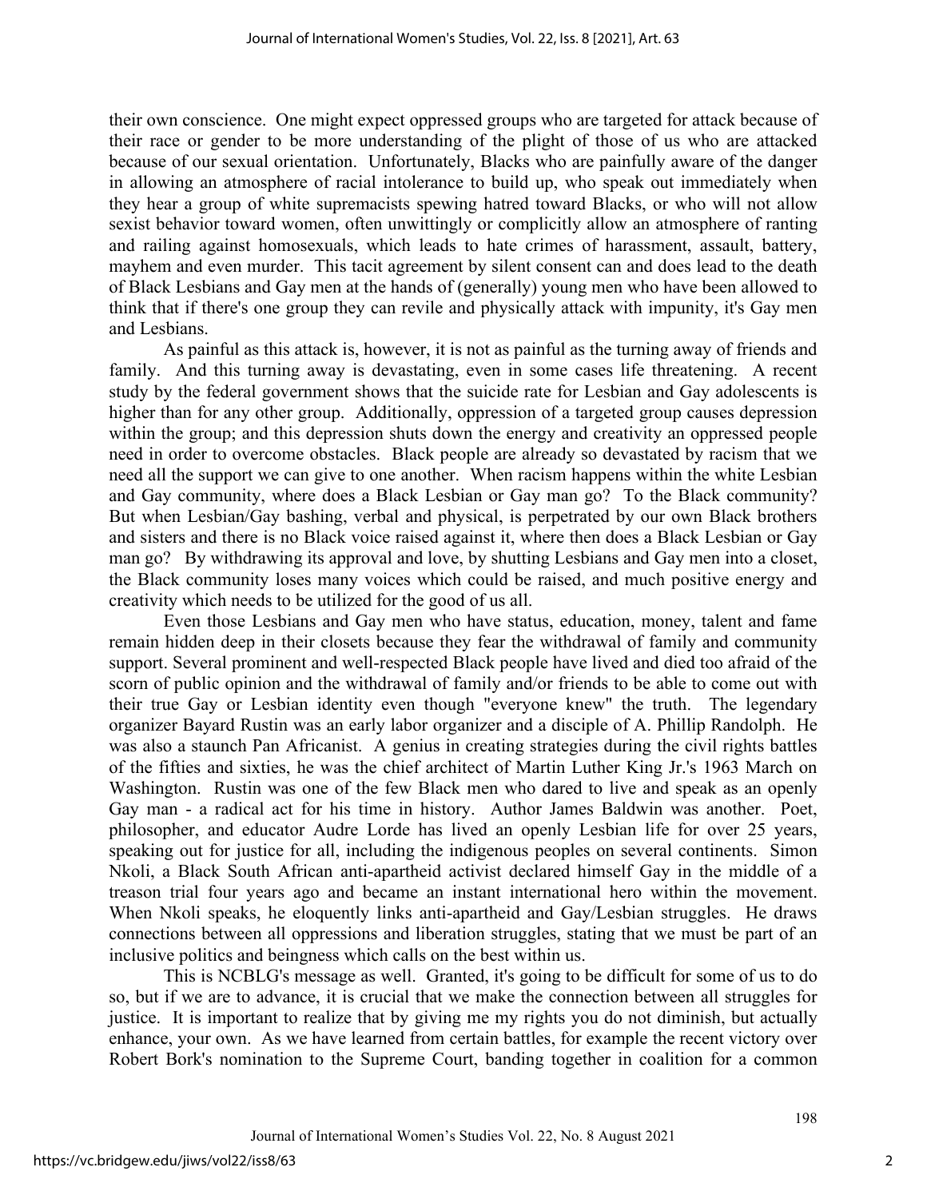their own conscience. One might expect oppressed groups who are targeted for attack because of their race or gender to be more understanding of the plight of those of us who are attacked because of our sexual orientation. Unfortunately, Blacks who are painfully aware of the danger in allowing an atmosphere of racial intolerance to build up, who speak out immediately when they hear a group of white supremacists spewing hatred toward Blacks, or who will not allow sexist behavior toward women, often unwittingly or complicitly allow an atmosphere of ranting and railing against homosexuals, which leads to hate crimes of harassment, assault, battery, mayhem and even murder. This tacit agreement by silent consent can and does lead to the death of Black Lesbians and Gay men at the hands of (generally) young men who have been allowed to think that if there's one group they can revile and physically attack with impunity, it's Gay men and Lesbians.

As painful as this attack is, however, it is not as painful as the turning away of friends and family. And this turning away is devastating, even in some cases life threatening. A recent study by the federal government shows that the suicide rate for Lesbian and Gay adolescents is higher than for any other group. Additionally, oppression of a targeted group causes depression within the group; and this depression shuts down the energy and creativity an oppressed people need in order to overcome obstacles. Black people are already so devastated by racism that we need all the support we can give to one another. When racism happens within the white Lesbian and Gay community, where does a Black Lesbian or Gay man go? To the Black community? But when Lesbian/Gay bashing, verbal and physical, is perpetrated by our own Black brothers and sisters and there is no Black voice raised against it, where then does a Black Lesbian or Gay man go? By withdrawing its approval and love, by shutting Lesbians and Gay men into a closet, the Black community loses many voices which could be raised, and much positive energy and creativity which needs to be utilized for the good of us all.

Even those Lesbians and Gay men who have status, education, money, talent and fame remain hidden deep in their closets because they fear the withdrawal of family and community support. Several prominent and well-respected Black people have lived and died too afraid of the scorn of public opinion and the withdrawal of family and/or friends to be able to come out with their true Gay or Lesbian identity even though "everyone knew" the truth. The legendary organizer Bayard Rustin was an early labor organizer and a disciple of A. Phillip Randolph. He was also a staunch Pan Africanist. A genius in creating strategies during the civil rights battles of the fifties and sixties, he was the chief architect of Martin Luther King Jr.'s 1963 March on Washington. Rustin was one of the few Black men who dared to live and speak as an openly Gay man - a radical act for his time in history. Author James Baldwin was another. Poet, philosopher, and educator Audre Lorde has lived an openly Lesbian life for over 25 years, speaking out for justice for all, including the indigenous peoples on several continents. Simon Nkoli, a Black South African anti-apartheid activist declared himself Gay in the middle of a treason trial four years ago and became an instant international hero within the movement. When Nkoli speaks, he eloquently links anti-apartheid and Gay/Lesbian struggles. He draws connections between all oppressions and liberation struggles, stating that we must be part of an inclusive politics and beingness which calls on the best within us.

This is NCBLG's message as well. Granted, it's going to be difficult for some of us to do so, but if we are to advance, it is crucial that we make the connection between all struggles for justice. It is important to realize that by giving me my rights you do not diminish, but actually enhance, your own. As we have learned from certain battles, for example the recent victory over Robert Bork's nomination to the Supreme Court, banding together in coalition for a common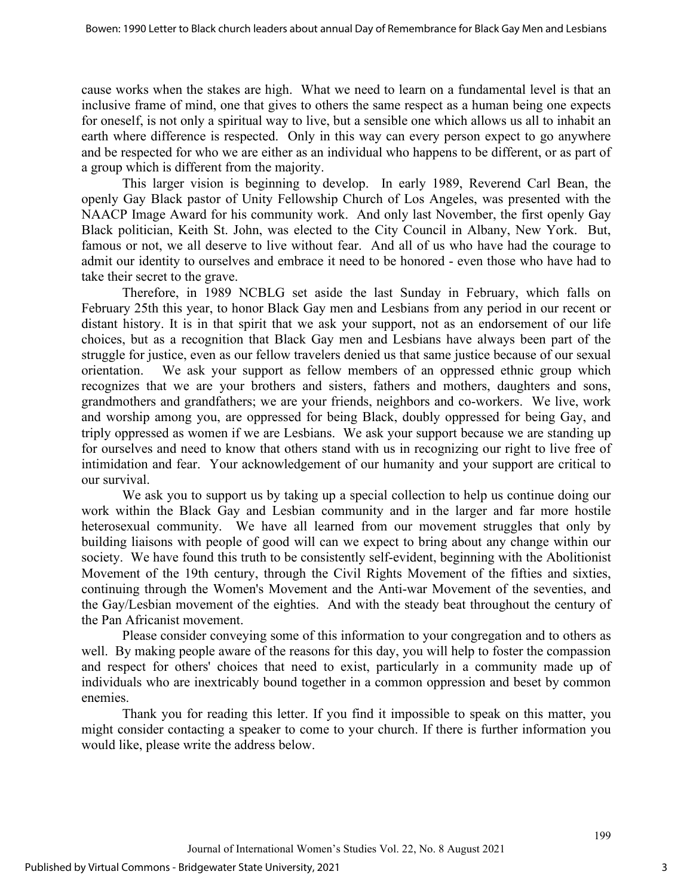cause works when the stakes are high. What we need to learn on a fundamental level is that an inclusive frame of mind, one that gives to others the same respect as a human being one expects for oneself, is not only a spiritual way to live, but a sensible one which allows us all to inhabit an earth where difference is respected. Only in this way can every person expect to go anywhere and be respected for who we are either as an individual who happens to be different, or as part of a group which is different from the majority.

This larger vision is beginning to develop. In early 1989, Reverend Carl Bean, the openly Gay Black pastor of Unity Fellowship Church of Los Angeles, was presented with the NAACP Image Award for his community work. And only last November, the first openly Gay Black politician, Keith St. John, was elected to the City Council in Albany, New York. But, famous or not, we all deserve to live without fear. And all of us who have had the courage to admit our identity to ourselves and embrace it need to be honored - even those who have had to take their secret to the grave.

Therefore, in 1989 NCBLG set aside the last Sunday in February, which falls on February 25th this year, to honor Black Gay men and Lesbians from any period in our recent or distant history. It is in that spirit that we ask your support, not as an endorsement of our life choices, but as a recognition that Black Gay men and Lesbians have always been part of the struggle for justice, even as our fellow travelers denied us that same justice because of our sexual orientation. We ask your support as fellow members of an oppressed ethnic group which recognizes that we are your brothers and sisters, fathers and mothers, daughters and sons, grandmothers and grandfathers; we are your friends, neighbors and co-workers. We live, work and worship among you, are oppressed for being Black, doubly oppressed for being Gay, and triply oppressed as women if we are Lesbians. We ask your support because we are standing up for ourselves and need to know that others stand with us in recognizing our right to live free of intimidation and fear. Your acknowledgement of our humanity and your support are critical to our survival.

We ask you to support us by taking up a special collection to help us continue doing our work within the Black Gay and Lesbian community and in the larger and far more hostile heterosexual community. We have all learned from our movement struggles that only by building liaisons with people of good will can we expect to bring about any change within our society. We have found this truth to be consistently self-evident, beginning with the Abolitionist Movement of the 19th century, through the Civil Rights Movement of the fifties and sixties, continuing through the Women's Movement and the Anti-war Movement of the seventies, and the Gay/Lesbian movement of the eighties. And with the steady beat throughout the century of the Pan Africanist movement.

Please consider conveying some of this information to your congregation and to others as well. By making people aware of the reasons for this day, you will help to foster the compassion and respect for others' choices that need to exist, particularly in a community made up of individuals who are inextricably bound together in a common oppression and beset by common enemies.

Thank you for reading this letter. If you find it impossible to speak on this matter, you might consider contacting a speaker to come to your church. If there is further information you would like, please write the address below.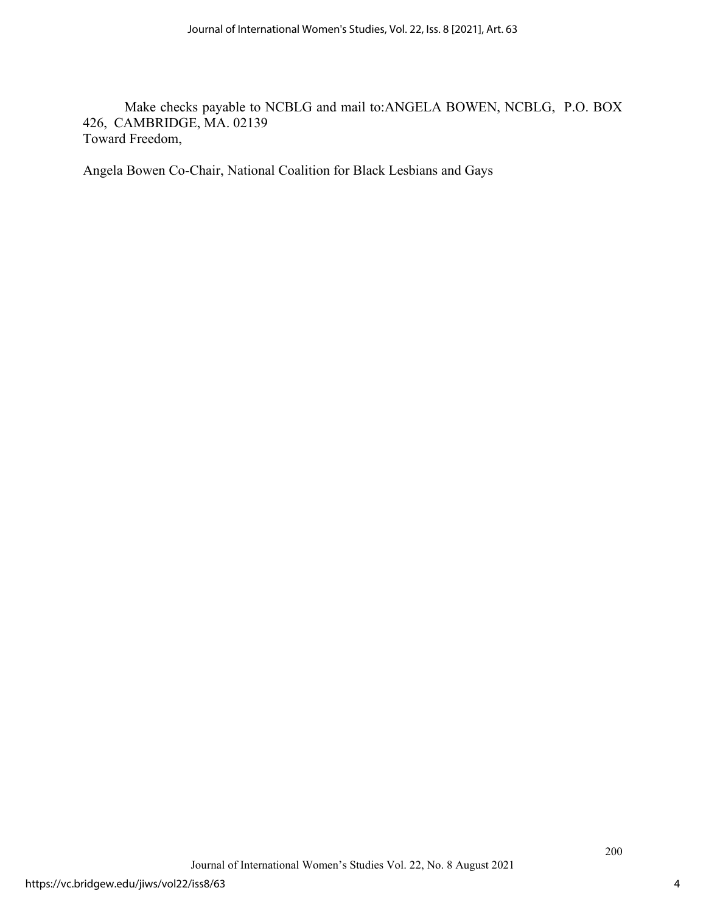Make checks payable to NCBLG and mail to:ANGELA BOWEN, NCBLG, P.O. BOX 426, CAMBRIDGE, MA. 02139

Toward Freedom,

Angela Bowen Co-Chair, National Coalition for Black Lesbians and Gays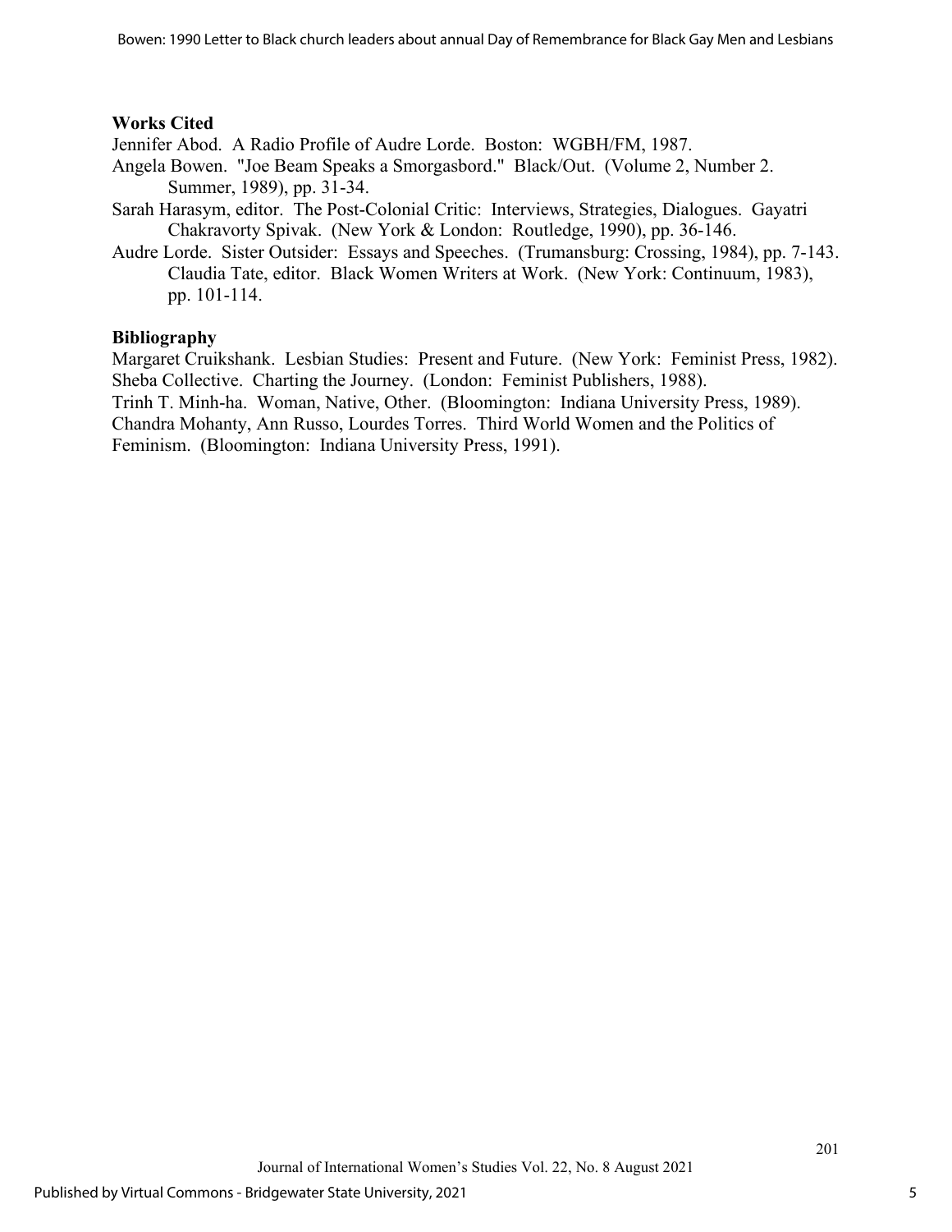**Works Cited**

Jennifer Abod. A Radio Profile of Audre Lorde. Boston: WGBH/FM, 1987.

Angela Bowen. "Joe Beam Speaks a Smorgasbord." Black/Out. (Volume 2, Number 2. Summer, 1989), pp. 31-34.

Sarah Harasym, editor. The Post-Colonial Critic: Interviews, Strategies, Dialogues. Gayatri Chakravorty Spivak. (New York & London: Routledge, 1990), pp. 36-146.

Audre Lorde. Sister Outsider: Essays and Speeches. (Trumansburg: Crossing, 1984), pp. 7-143. Claudia Tate, editor. Black Women Writers at Work. (New York: Continuum, 1983), pp. 101-114.

**Bibliography**

Margaret Cruikshank. Lesbian Studies: Present and Future. (New York: Feminist Press, 1982).

Sheba Collective. Charting the Journey. (London: Feminist Publishers, 1988).

Trinh T. Minh-ha. Woman, Native, Other. (Bloomington: Indiana University Press, 1989).

Chandra Mohanty, Ann Russo, Lourdes Torres. Third World Women and the Politics of Feminism. (Bloomington: Indiana University Press, 1991).